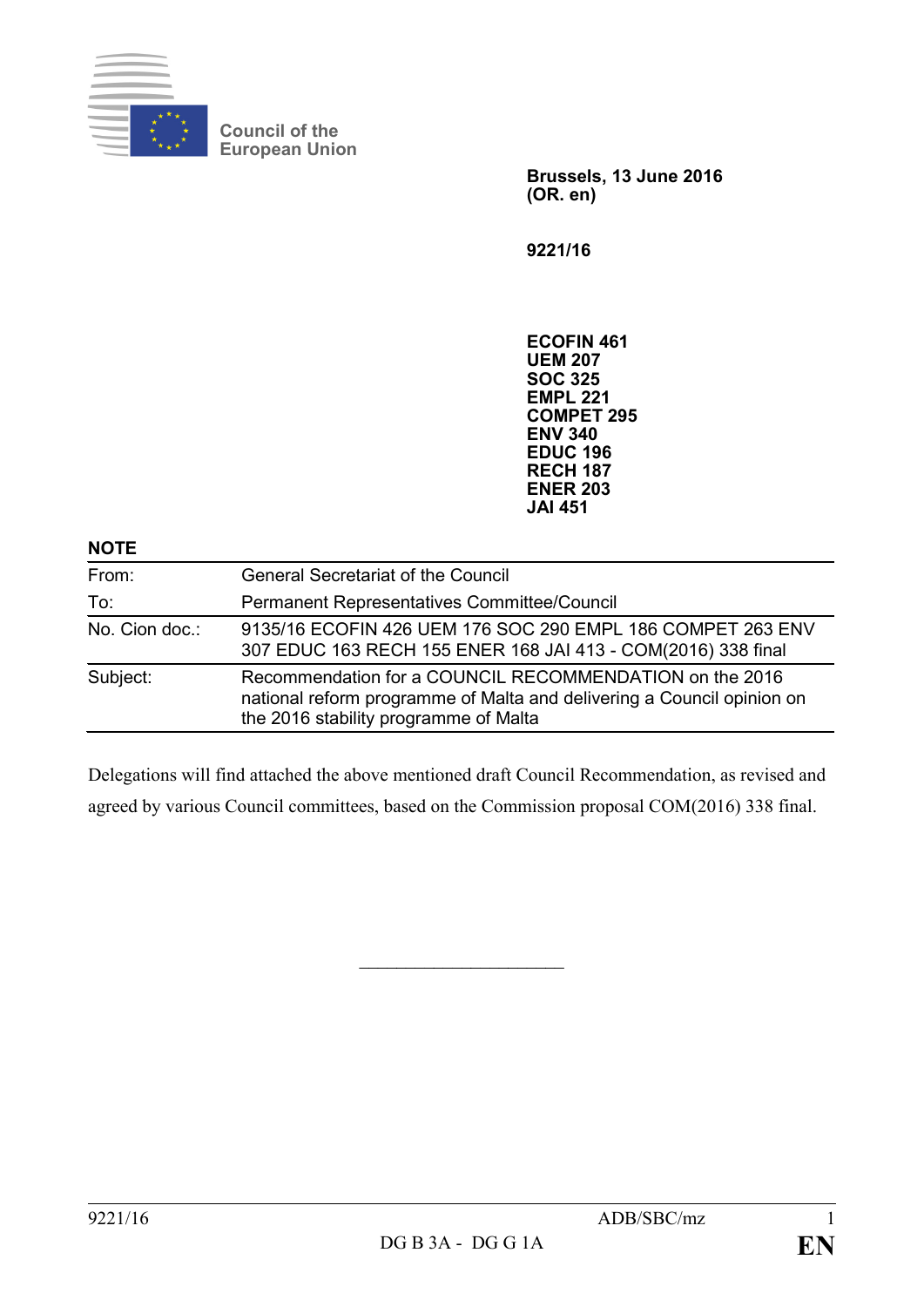Council of the European Union

**Brussels, 13 June 2016**
**(OR. en)**

**9221/16**

**ECOFIN 461**
**UEM 207**
**SOC 325**
**EMPL 221**
**COMPET 295**
**ENV 340**
**EDUC 196**
**RECH 187**
**ENER 203**
**JAI 451**

**NOTE**

| | |
|---|---|
| From: | General Secretariat of the Council |
| To: | Permanent Representatives Committee/Council |
| No. Cion doc.: | 9135/16 ECOFIN 426 UEM 176 SOC 290 EMPL 186 COMPET 263 ENV 307 EDUC 163 RECH 155 ENER 168 JAI 413 - COM(2016) 338 final |
| Subject: | Recommendation for a COUNCIL RECOMMENDATION on the 2016 national reform programme of Malta and delivering a Council opinion on the 2016 stability programme of Malta |

Delegations will find attached the above mentioned draft Council Recommendation, as revised and agreed by various Council committees, based on the Commission proposal COM(2016) 338 final.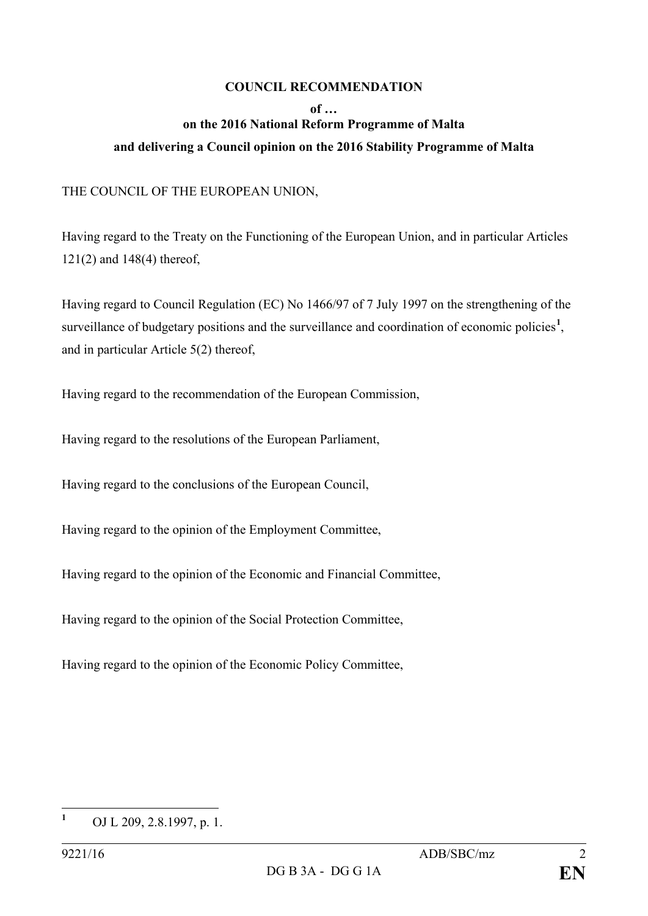**COUNCIL RECOMMENDATION**

**of …**

**on the 2016 National Reform Programme of Malta**

**and delivering a Council opinion on the 2016 Stability Programme of Malta**

THE COUNCIL OF THE EUROPEAN UNION,

Having regard to the Treaty on the Functioning of the European Union, and in particular Articles 121(2) and 148(4) thereof,

Having regard to Council Regulation (EC) No 1466/97 of 7 July 1997 on the strengthening of the surveillance of budgetary positions and the surveillance and coordination of economic policies[1], and in particular Article 5(2) thereof,

Having regard to the recommendation of the European Commission,

Having regard to the resolutions of the European Parliament,

Having regard to the conclusions of the European Council,

Having regard to the opinion of the Employment Committee,

Having regard to the opinion of the Economic and Financial Committee,

Having regard to the opinion of the Social Protection Committee,

Having regard to the opinion of the Economic Policy Committee,

---

[1] OJ L 209, 2.8.1997, p. 1.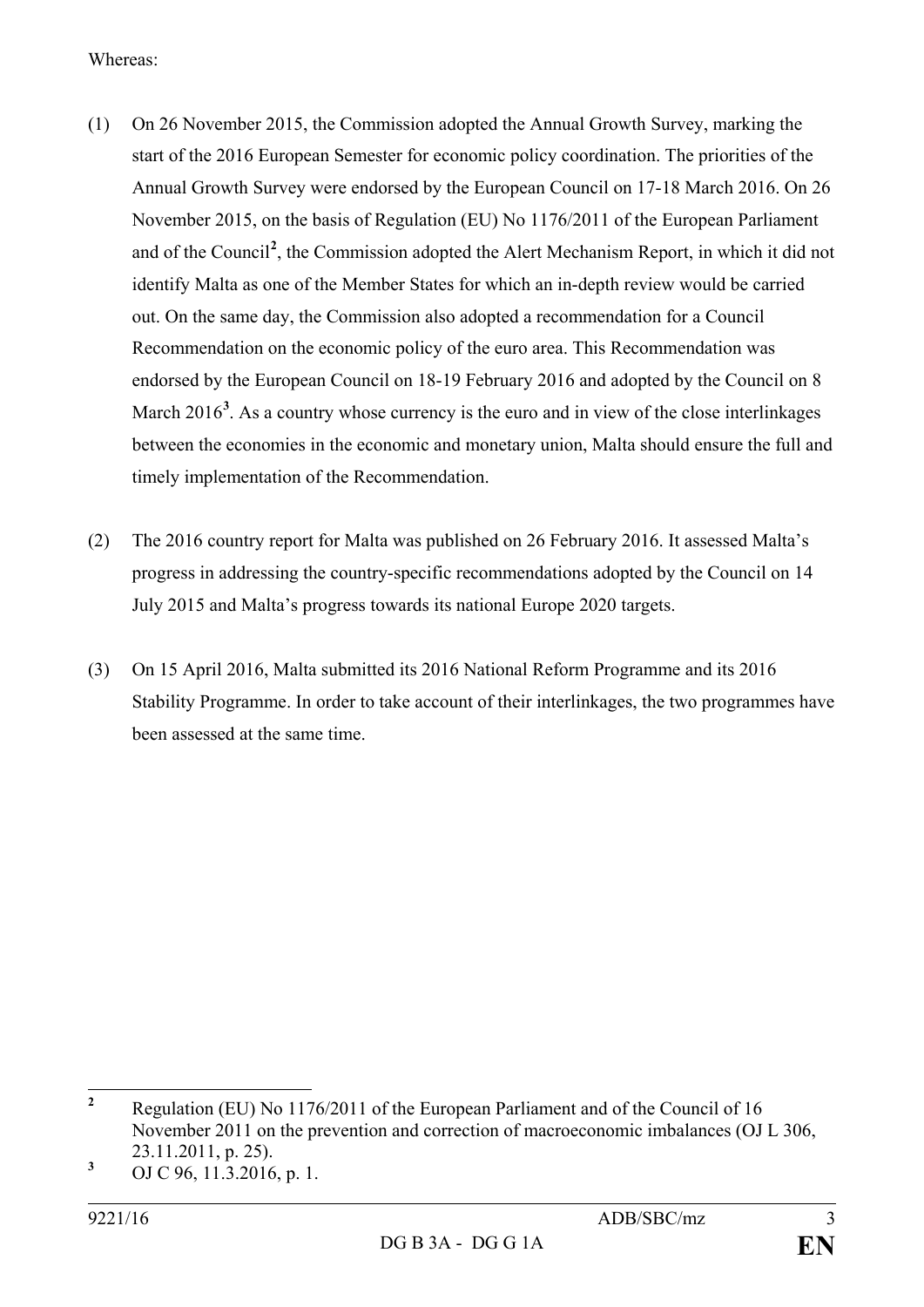Whereas:

(1) On 26 November 2015, the Commission adopted the Annual Growth Survey, marking the start of the 2016 European Semester for economic policy coordination. The priorities of the Annual Growth Survey were endorsed by the European Council on 17-18 March 2016. On 26 November 2015, on the basis of Regulation (EU) No 1176/2011 of the European Parliament and of the Council[2], the Commission adopted the Alert Mechanism Report, in which it did not identify Malta as one of the Member States for which an in-depth review would be carried out. On the same day, the Commission also adopted a recommendation for a Council Recommendation on the economic policy of the euro area. This Recommendation was endorsed by the European Council on 18-19 February 2016 and adopted by the Council on 8 March 2016[3]. As a country whose currency is the euro and in view of the close interlinkages between the economies in the economic and monetary union, Malta should ensure the full and timely implementation of the Recommendation.

(2) The 2016 country report for Malta was published on 26 February 2016. It assessed Malta's progress in addressing the country-specific recommendations adopted by the Council on 14 July 2015 and Malta's progress towards its national Europe 2020 targets.

(3) On 15 April 2016, Malta submitted its 2016 National Reform Programme and its 2016 Stability Programme. In order to take account of their interlinkages, the two programmes have been assessed at the same time.

---

[2] Regulation (EU) No 1176/2011 of the European Parliament and of the Council of 16 November 2011 on the prevention and correction of macroeconomic imbalances (OJ L 306, 23.11.2011, p. 25).

[3] OJ C 96, 11.3.2016, p. 1.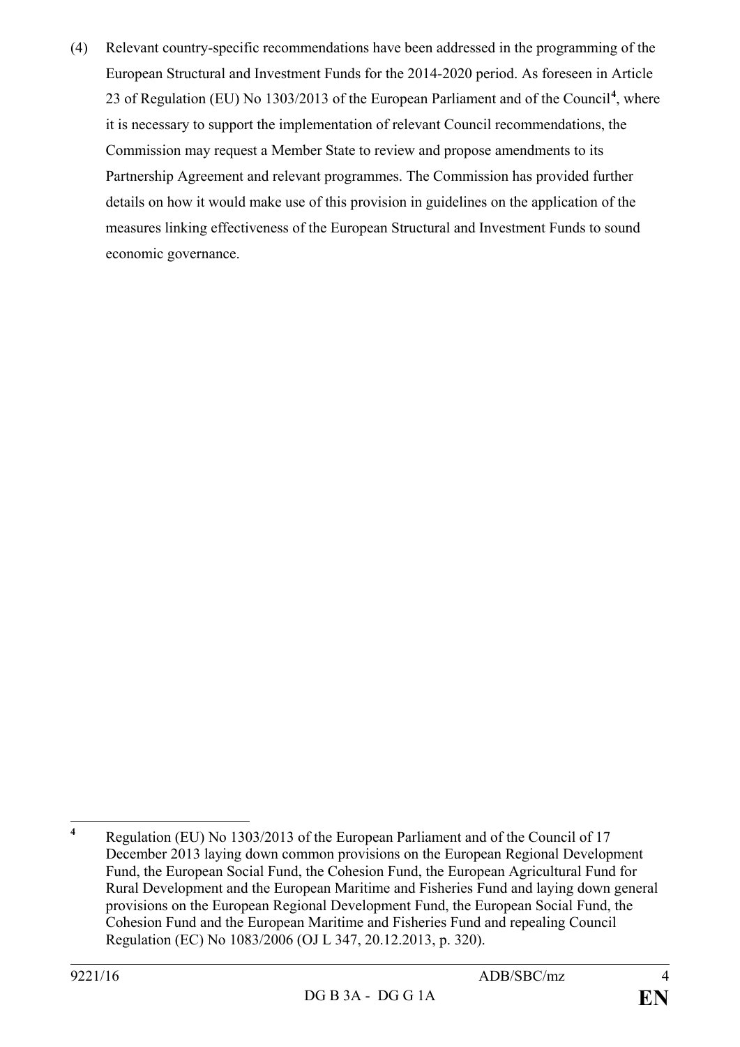(4) Relevant country-specific recommendations have been addressed in the programming of the European Structural and Investment Funds for the 2014-2020 period. As foreseen in Article 23 of Regulation (EU) No 1303/2013 of the European Parliament and of the Council[4], where it is necessary to support the implementation of relevant Council recommendations, the Commission may request a Member State to review and propose amendments to its Partnership Agreement and relevant programmes. The Commission has provided further details on how it would make use of this provision in guidelines on the application of the measures linking effectiveness of the European Structural and Investment Funds to sound economic governance.

---

[4] Regulation (EU) No 1303/2013 of the European Parliament and of the Council of 17 December 2013 laying down common provisions on the European Regional Development Fund, the European Social Fund, the Cohesion Fund, the European Agricultural Fund for Rural Development and the European Maritime and Fisheries Fund and laying down general provisions on the European Regional Development Fund, the European Social Fund, the Cohesion Fund and the European Maritime and Fisheries Fund and repealing Council Regulation (EC) No 1083/2006 (OJ L 347, 20.12.2013, p. 320).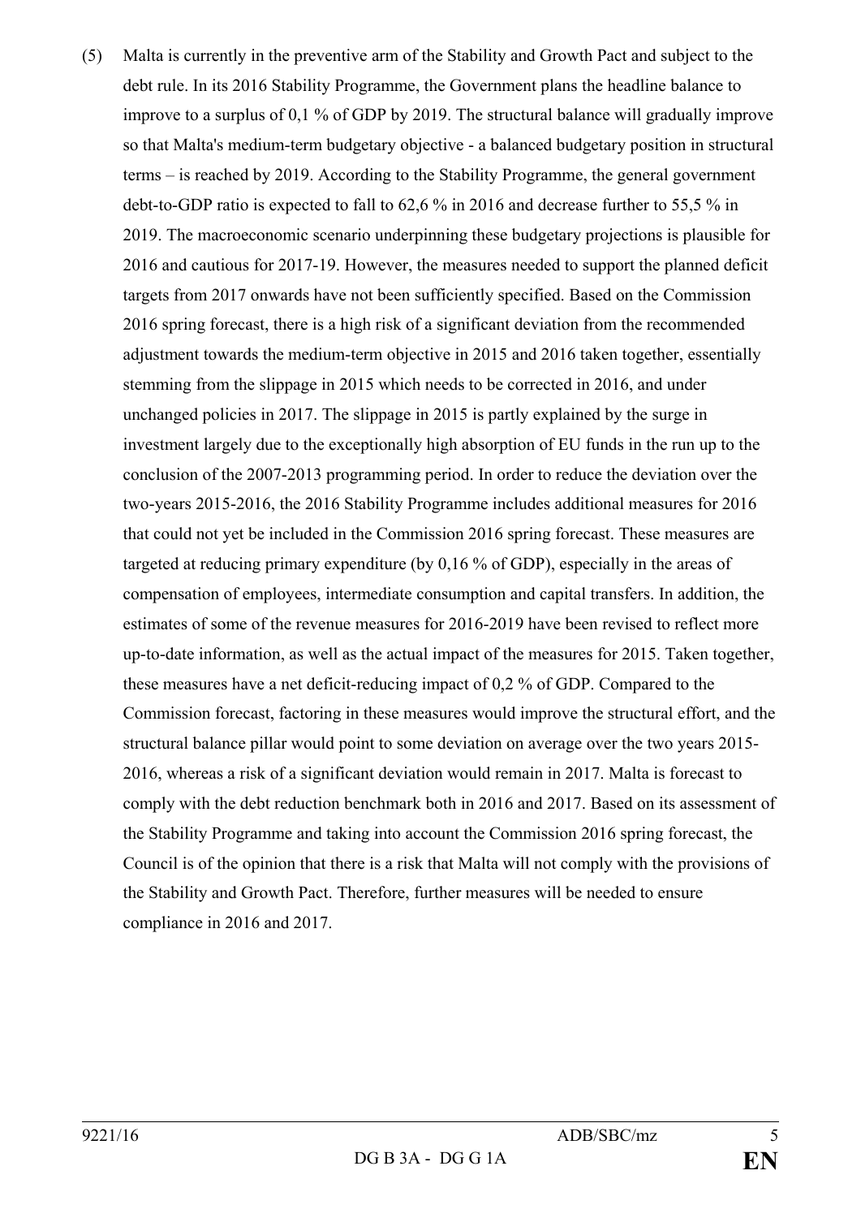(5) Malta is currently in the preventive arm of the Stability and Growth Pact and subject to the debt rule. In its 2016 Stability Programme, the Government plans the headline balance to improve to a surplus of 0,1 % of GDP by 2019. The structural balance will gradually improve so that Malta's medium-term budgetary objective - a balanced budgetary position in structural terms – is reached by 2019. According to the Stability Programme, the general government debt-to-GDP ratio is expected to fall to 62,6 % in 2016 and decrease further to 55,5 % in 2019. The macroeconomic scenario underpinning these budgetary projections is plausible for 2016 and cautious for 2017-19. However, the measures needed to support the planned deficit targets from 2017 onwards have not been sufficiently specified. Based on the Commission 2016 spring forecast, there is a high risk of a significant deviation from the recommended adjustment towards the medium-term objective in 2015 and 2016 taken together, essentially stemming from the slippage in 2015 which needs to be corrected in 2016, and under unchanged policies in 2017. The slippage in 2015 is partly explained by the surge in investment largely due to the exceptionally high absorption of EU funds in the run up to the conclusion of the 2007-2013 programming period. In order to reduce the deviation over the two-years 2015-2016, the 2016 Stability Programme includes additional measures for 2016 that could not yet be included in the Commission 2016 spring forecast. These measures are targeted at reducing primary expenditure (by 0,16 % of GDP), especially in the areas of compensation of employees, intermediate consumption and capital transfers. In addition, the estimates of some of the revenue measures for 2016-2019 have been revised to reflect more up-to-date information, as well as the actual impact of the measures for 2015. Taken together, these measures have a net deficit-reducing impact of 0,2 % of GDP. Compared to the Commission forecast, factoring in these measures would improve the structural effort, and the structural balance pillar would point to some deviation on average over the two years 2015-2016, whereas a risk of a significant deviation would remain in 2017. Malta is forecast to comply with the debt reduction benchmark both in 2016 and 2017. Based on its assessment of the Stability Programme and taking into account the Commission 2016 spring forecast, the Council is of the opinion that there is a risk that Malta will not comply with the provisions of the Stability and Growth Pact. Therefore, further measures will be needed to ensure compliance in 2016 and 2017.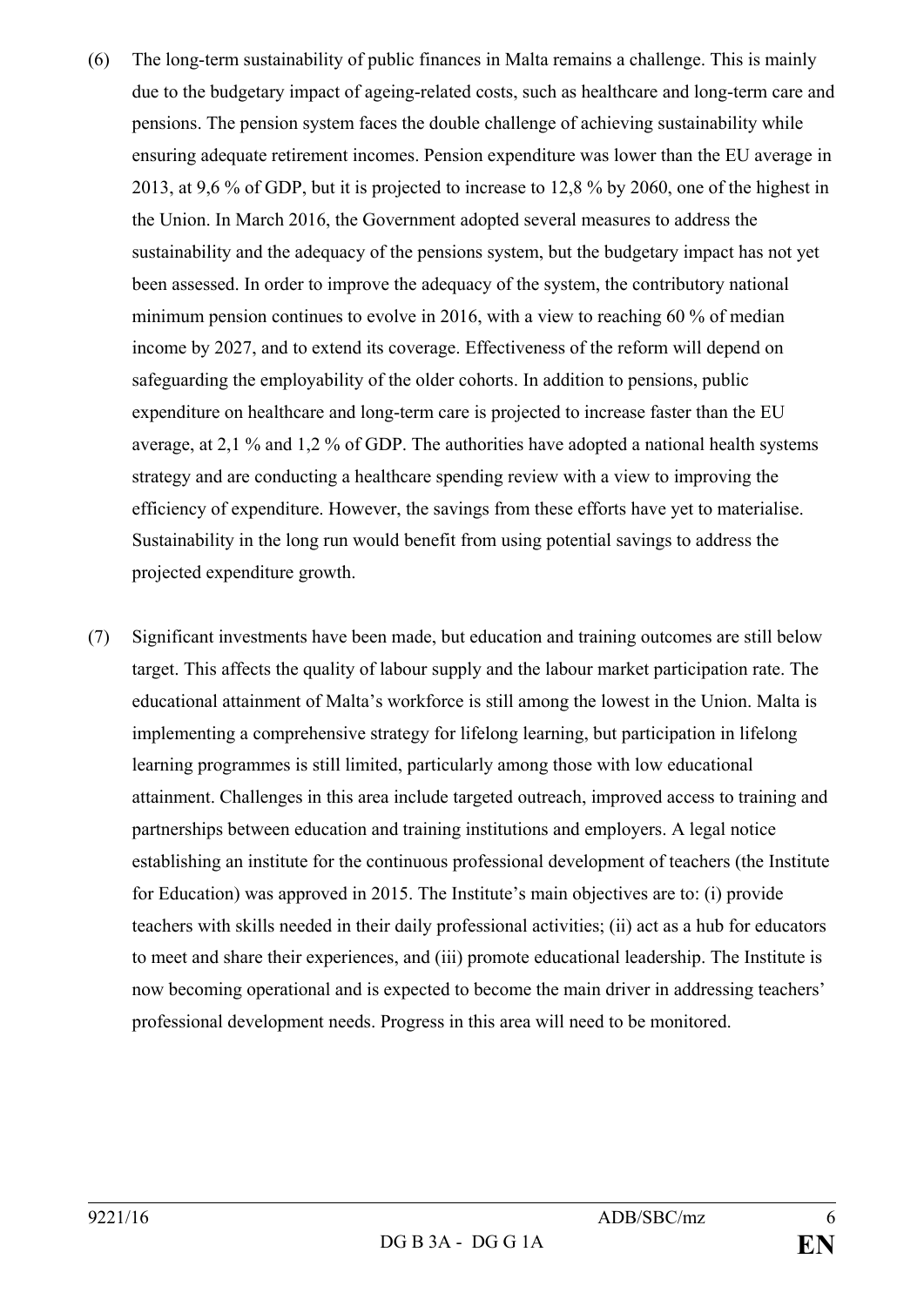(6) The long-term sustainability of public finances in Malta remains a challenge. This is mainly due to the budgetary impact of ageing-related costs, such as healthcare and long-term care and pensions. The pension system faces the double challenge of achieving sustainability while ensuring adequate retirement incomes. Pension expenditure was lower than the EU average in 2013, at 9,6 % of GDP, but it is projected to increase to 12,8 % by 2060, one of the highest in the Union. In March 2016, the Government adopted several measures to address the sustainability and the adequacy of the pensions system, but the budgetary impact has not yet been assessed. In order to improve the adequacy of the system, the contributory national minimum pension continues to evolve in 2016, with a view to reaching 60 % of median income by 2027, and to extend its coverage. Effectiveness of the reform will depend on safeguarding the employability of the older cohorts. In addition to pensions, public expenditure on healthcare and long-term care is projected to increase faster than the EU average, at 2,1 % and 1,2 % of GDP. The authorities have adopted a national health systems strategy and are conducting a healthcare spending review with a view to improving the efficiency of expenditure. However, the savings from these efforts have yet to materialise. Sustainability in the long run would benefit from using potential savings to address the projected expenditure growth.

(7) Significant investments have been made, but education and training outcomes are still below target. This affects the quality of labour supply and the labour market participation rate. The educational attainment of Malta's workforce is still among the lowest in the Union. Malta is implementing a comprehensive strategy for lifelong learning, but participation in lifelong learning programmes is still limited, particularly among those with low educational attainment. Challenges in this area include targeted outreach, improved access to training and partnerships between education and training institutions and employers. A legal notice establishing an institute for the continuous professional development of teachers (the Institute for Education) was approved in 2015. The Institute's main objectives are to: (i) provide teachers with skills needed in their daily professional activities; (ii) act as a hub for educators to meet and share their experiences, and (iii) promote educational leadership. The Institute is now becoming operational and is expected to become the main driver in addressing teachers' professional development needs. Progress in this area will need to be monitored.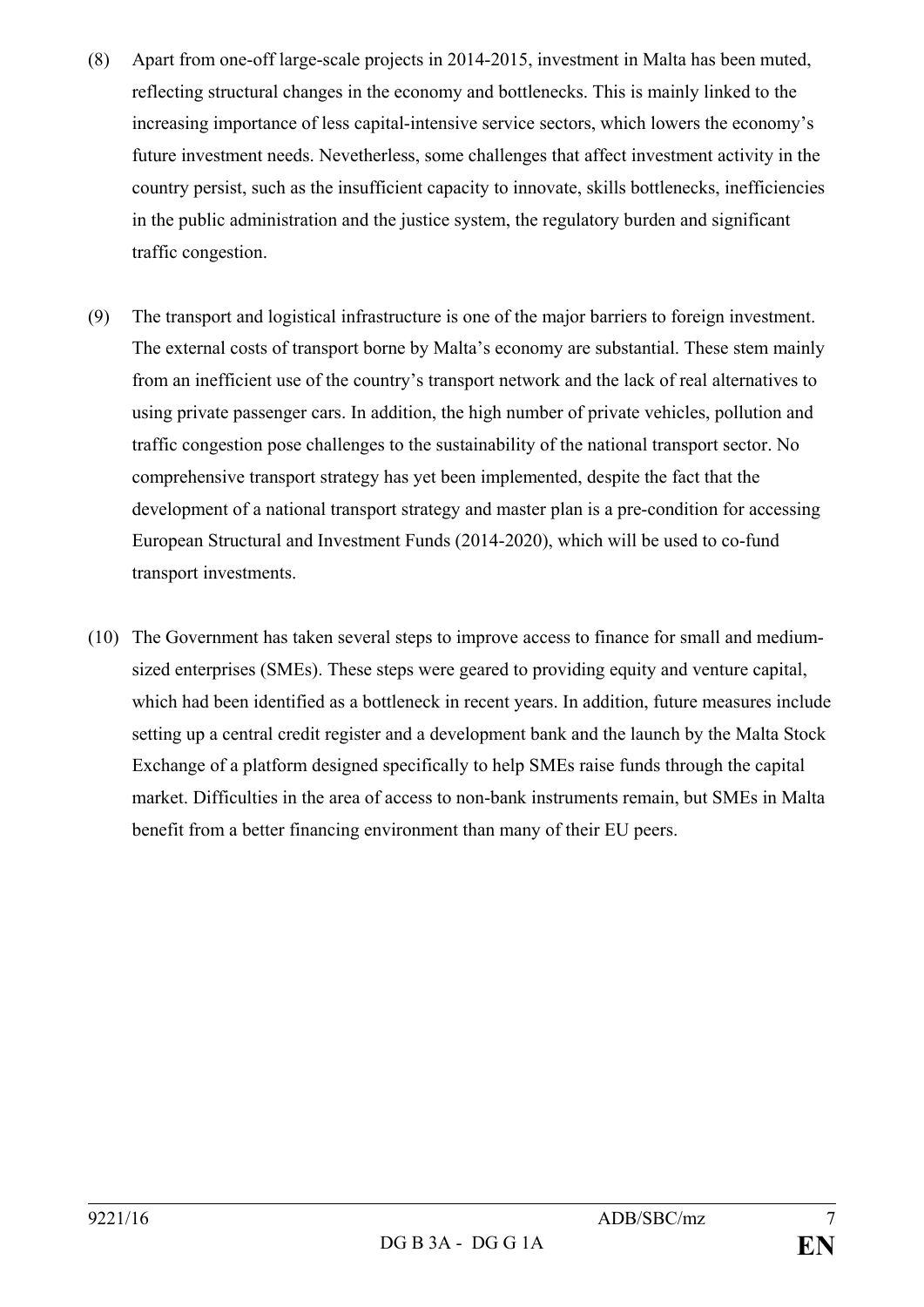(8) Apart from one-off large-scale projects in 2014-2015, investment in Malta has been muted, reflecting structural changes in the economy and bottlenecks. This is mainly linked to the increasing importance of less capital-intensive service sectors, which lowers the economy's future investment needs. Nevetherless, some challenges that affect investment activity in the country persist, such as the insufficient capacity to innovate, skills bottlenecks, inefficiencies in the public administration and the justice system, the regulatory burden and significant traffic congestion.

(9) The transport and logistical infrastructure is one of the major barriers to foreign investment. The external costs of transport borne by Malta's economy are substantial. These stem mainly from an inefficient use of the country's transport network and the lack of real alternatives to using private passenger cars. In addition, the high number of private vehicles, pollution and traffic congestion pose challenges to the sustainability of the national transport sector. No comprehensive transport strategy has yet been implemented, despite the fact that the development of a national transport strategy and master plan is a pre-condition for accessing European Structural and Investment Funds (2014-2020), which will be used to co-fund transport investments.

(10) The Government has taken several steps to improve access to finance for small and medium-sized enterprises (SMEs). These steps were geared to providing equity and venture capital, which had been identified as a bottleneck in recent years. In addition, future measures include setting up a central credit register and a development bank and the launch by the Malta Stock Exchange of a platform designed specifically to help SMEs raise funds through the capital market. Difficulties in the area of access to non-bank instruments remain, but SMEs in Malta benefit from a better financing environment than many of their EU peers.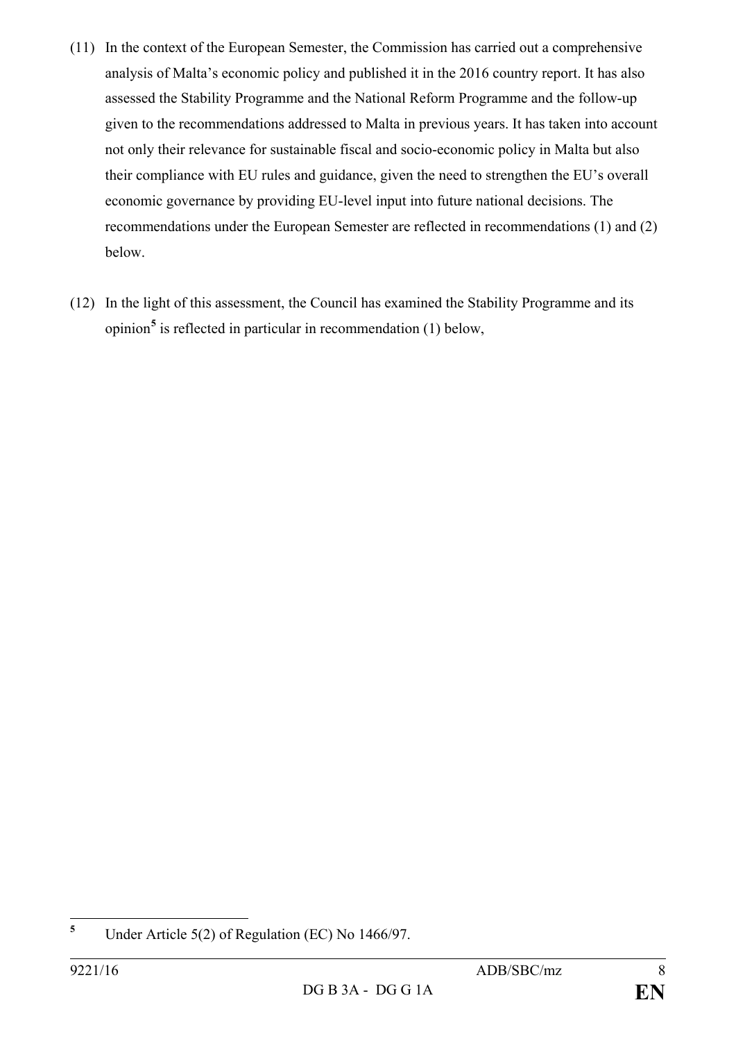(11) In the context of the European Semester, the Commission has carried out a comprehensive analysis of Malta's economic policy and published it in the 2016 country report. It has also assessed the Stability Programme and the National Reform Programme and the follow-up given to the recommendations addressed to Malta in previous years. It has taken into account not only their relevance for sustainable fiscal and socio-economic policy in Malta but also their compliance with EU rules and guidance, given the need to strengthen the EU's overall economic governance by providing EU-level input into future national decisions. The recommendations under the European Semester are reflected in recommendations (1) and (2) below.

(12) In the light of this assessment, the Council has examined the Stability Programme and its opinion[5] is reflected in particular in recommendation (1) below,

---

[5] Under Article 5(2) of Regulation (EC) No 1466/97.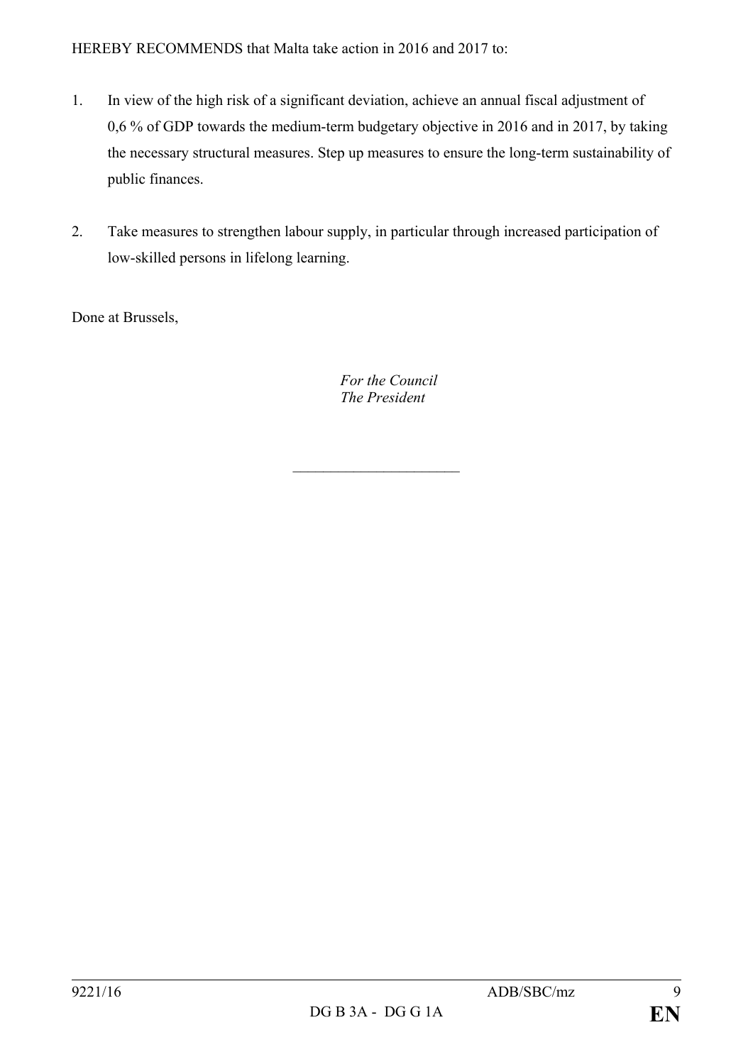HEREBY RECOMMENDS that Malta take action in 2016 and 2017 to:

1. In view of the high risk of a significant deviation, achieve an annual fiscal adjustment of 0,6 % of GDP towards the medium-term budgetary objective in 2016 and in 2017, by taking the necessary structural measures. Step up measures to ensure the long-term sustainability of public finances.

2. Take measures to strengthen labour supply, in particular through increased participation of low-skilled persons in lifelong learning.

Done at Brussels,

*For the Council*
*The President*

---